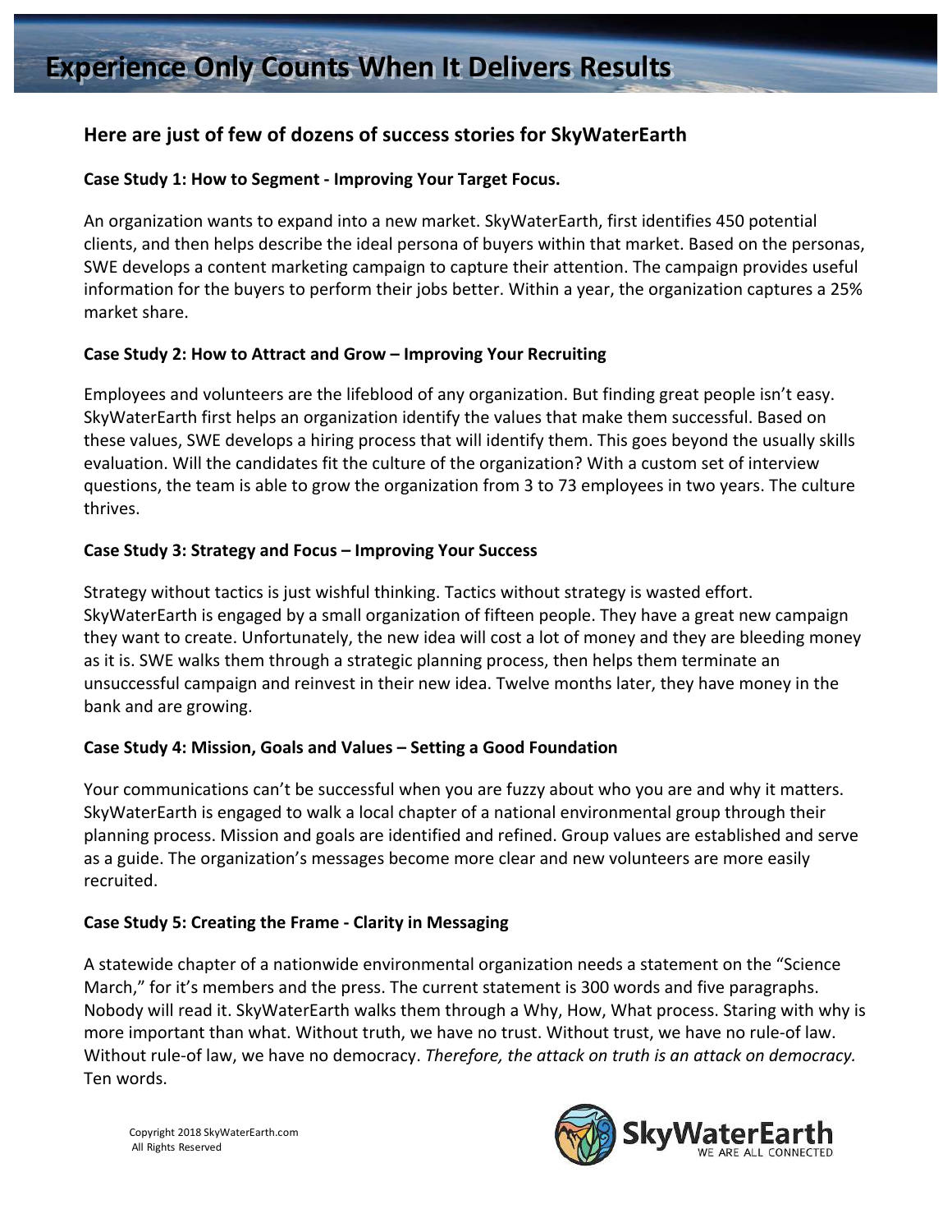# Experience Only Counts When It Delivers Results

## Here are just of few of dozens of success stories for SkyWaterEarth

**Case Study 1: How to Segment - Improving Your Target Focus.**

An organization wants to expand into a new market. SkyWaterEarth, first identifies 450 potential clients, and then helps describe the ideal persona of buyers within that market. Based on the personas, SWE develops a content marketing campaign to capture their attention. The campaign provides useful information for the buyers to perform their jobs better. Within a year, the organization captures a 25% market share.

**Case Study 2: How to Attract and Grow – Improving Your Recruiting**

Employees and volunteers are the lifeblood of any organization. But finding great people isn't easy. SkyWaterEarth first helps an organization identify the values that make them successful. Based on these values, SWE develops a hiring process that will identify them. This goes beyond the usually skills evaluation. Will the candidates fit the culture of the organization? With a custom set of interview questions, the team is able to grow the organization from 3 to 73 employees in two years. The culture thrives.

**Case Study 3: Strategy and Focus – Improving Your Success**

Strategy without tactics is just wishful thinking. Tactics without strategy is wasted effort. SkyWaterEarth is engaged by a small organization of fifteen people. They have a great new campaign they want to create. Unfortunately, the new idea will cost a lot of money and they are bleeding money as it is. SWE walks them through a strategic planning process, then helps them terminate an unsuccessful campaign and reinvest in their new idea. Twelve months later, they have money in the bank and are growing.

**Case Study 4: Mission, Goals and Values – Setting a Good Foundation**

Your communications can't be successful when you are fuzzy about who you are and why it matters. SkyWaterEarth is engaged to walk a local chapter of a national environmental group through their planning process. Mission and goals are identified and refined. Group values are established and serve as a guide. The organization's messages become more clear and new volunteers are more easily recruited.

**Case Study 5: Creating the Frame - Clarity in Messaging**

A statewide chapter of a nationwide environmental organization needs a statement on the "Science March," for it's members and the press. The current statement is 300 words and five paragraphs. Nobody will read it. SkyWaterEarth walks them through a Why, How, What process. Staring with why is more important than what. Without truth, we have no trust. Without trust, we have no rule-of law. Without rule-of law, we have no democracy. *Therefore, the attack on truth is an attack on democracy.* Ten words.

Copyright 2018 SkyWaterEarth.com
All Rights Reserved

SkyWaterEarth
WE ARE ALL CONNECTED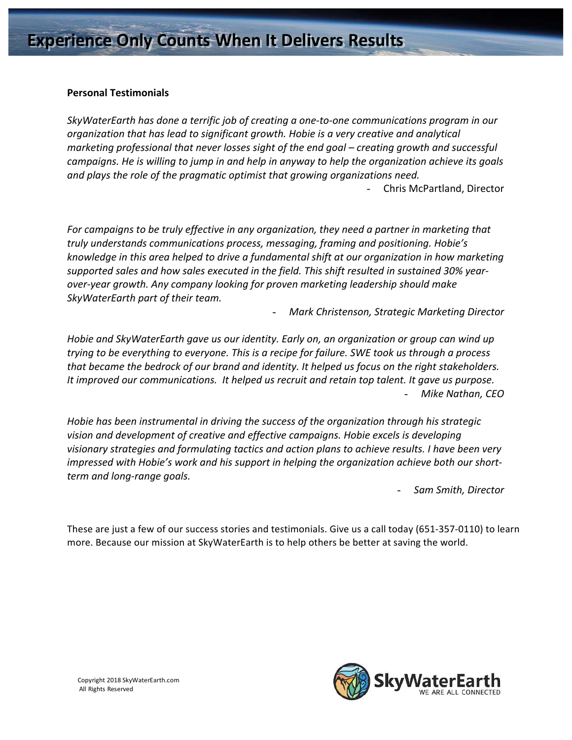# Experience Only Counts When It Delivers Results

**Personal Testimonials**

*SkyWaterEarth has done a terrific job of creating a one-to-one communications program in our organization that has lead to significant growth. Hobie is a very creative and analytical marketing professional that never losses sight of the end goal – creating growth and successful campaigns. He is willing to jump in and help in anyway to help the organization achieve its goals and plays the role of the pragmatic optimist that growing organizations need.*

- Chris McPartland, Director

*For campaigns to be truly effective in any organization, they need a partner in marketing that truly understands communications process, messaging, framing and positioning. Hobie's knowledge in this area helped to drive a fundamental shift at our organization in how marketing supported sales and how sales executed in the field. This shift resulted in sustained 30% year-over-year growth. Any company looking for proven marketing leadership should make SkyWaterEarth part of their team.*

- *Mark Christenson, Strategic Marketing Director*

*Hobie and SkyWaterEarth gave us our identity. Early on, an organization or group can wind up trying to be everything to everyone. This is a recipe for failure. SWE took us through a process that became the bedrock of our brand and identity. It helped us focus on the right stakeholders. It improved our communications. It helped us recruit and retain top talent. It gave us purpose.*

- *Mike Nathan, CEO*

*Hobie has been instrumental in driving the success of the organization through his strategic vision and development of creative and effective campaigns. Hobie excels is developing visionary strategies and formulating tactics and action plans to achieve results. I have been very impressed with Hobie's work and his support in helping the organization achieve both our short-term and long-range goals.*

- *Sam Smith, Director*

These are just a few of our success stories and testimonials. Give us a call today (651-357-0110) to learn more. Because our mission at SkyWaterEarth is to help others be better at saving the world.

Copyright 2018 SkyWaterEarth.com
All Rights Reserved

SkyWaterEarth
WE ARE ALL CONNECTED